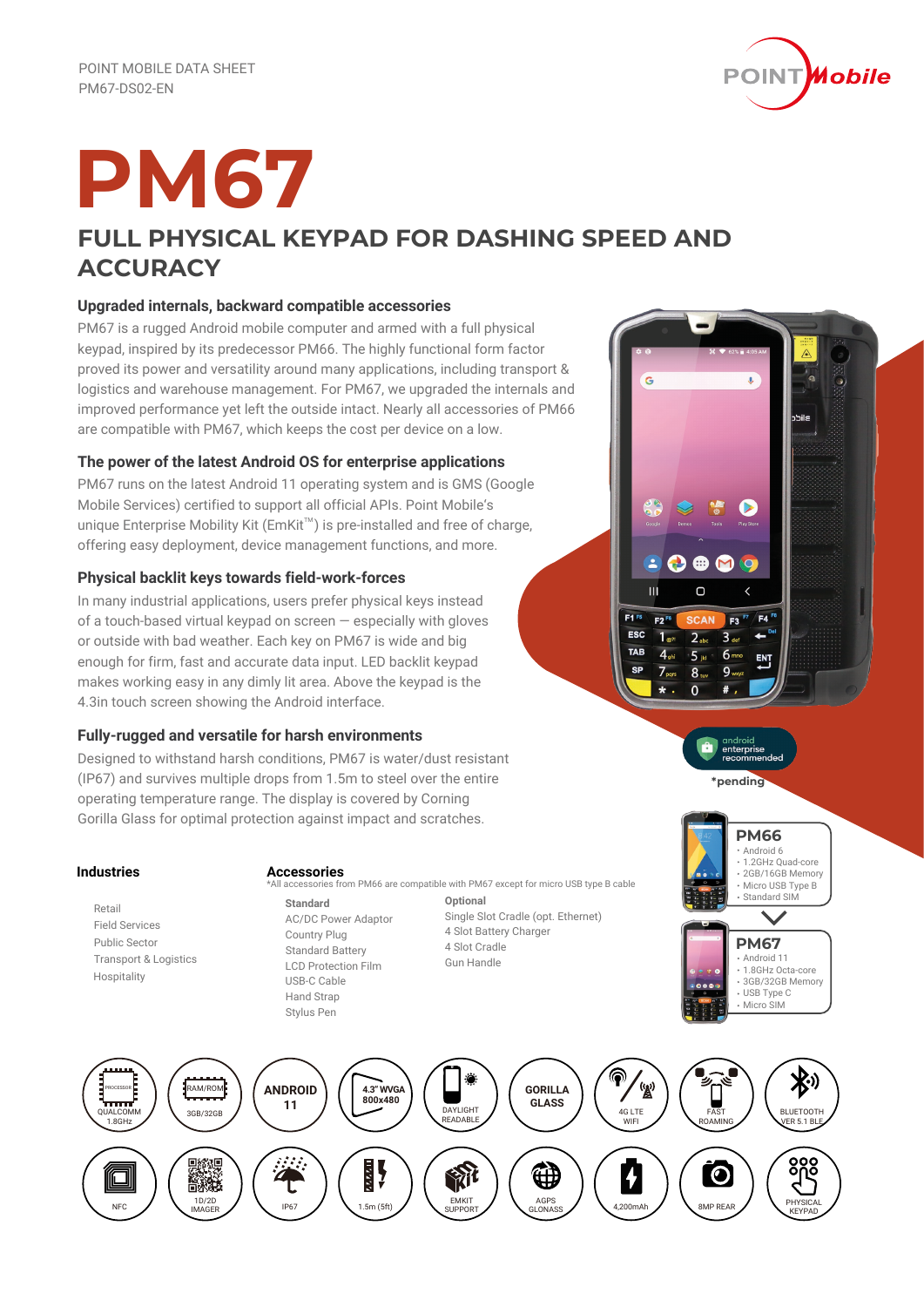POINT MOBILE DATA SHEET
PM67-DS02-EN

# PM67

## FULL PHYSICAL KEYPAD FOR DASHING SPEED AND ACCURACY

### Upgraded internals, backward compatible accessories

PM67 is a rugged Android mobile computer and armed with a full physical keypad, inspired by its predecessor PM66. The highly functional form factor proved its power and versatility around many applications, including transport & logistics and warehouse management. For PM67, we upgraded the internals and improved performance yet left the outside intact. Nearly all accessories of PM66 are compatible with PM67, which keeps the cost per device on a low.

### The power of the latest Android OS for enterprise applications

PM67 runs on the latest Android 11 operating system and is GMS (Google Mobile Services) certified to support all official APIs. Point Mobile's unique Enterprise Mobility Kit (EmKit™) is pre-installed and free of charge, offering easy deployment, device management functions, and more.

### Physical backlit keys towards field-work-forces

In many industrial applications, users prefer physical keys instead of a touch-based virtual keypad on screen — especially with gloves or outside with bad weather. Each key on PM67 is wide and big enough for firm, fast and accurate data input. LED backlit keypad makes working easy in any dimly lit area. Above the keypad is the 4.3in touch screen showing the Android interface.

### Fully-rugged and versatile for harsh environments

Designed to withstand harsh conditions, PM67 is water/dust resistant (IP67) and survives multiple drops from 1.5m to steel over the entire operating temperature range. The display is covered by Corning Gorilla Glass for optimal protection against impact and scratches.

android enterprise recommended
*pending

### Industries

- Retail
- Field Services
- Public Sector
- Transport & Logistics
- Hospitality

### Accessories

*All accessories from PM66 are compatible with PM67 except for micro USB type B cable

**Standard**
- AC/DC Power Adaptor
- Country Plug
- Standard Battery
- LCD Protection Film
- USB-C Cable
- Hand Strap
- Stylus Pen

**Optional**
- Single Slot Cradle (opt. Ethernet)
- 4 Slot Battery Charger
- 4 Slot Cradle
- Gun Handle

**PM66**
- Android 6
- 1.2GHz Quad-core
- 2GB/16GB Memory
- Micro USB Type B
- Standard SIM

**PM67**
- Android 11
- 1.8GHz Octa-core
- 3GB/32GB Memory
- USB Type C
- Micro SIM

QUALCOMM 1.8GHz | 3GB/32GB | ANDROID 11 | 4.3" WVGA 800x480 | DAYLIGHT READABLE | GORILLA GLASS | 4G LTE WIFI | FAST ROAMING | BLUETOOTH VER 5.1 BLE

NFC | 1D/2D IMAGER | IP67 | 1.5m (5ft) | EMKIT SUPPORT | AGPS GLONASS | 4,200mAh | 8MP REAR | PHYSICAL KEYPAD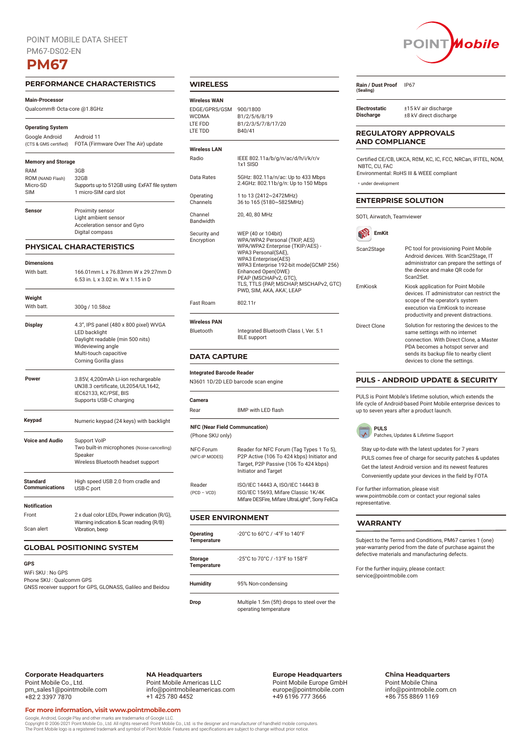POINT MOBILE DATA SHEET

PM67-DS02-EN

# PM67

## PERFORMANCE CHARACTERISTICS

**Main-Processor**

Qualcomm® Octa-core @1.8GHz

**Operating System**

| | |
|---|---|
| Google Android (CTS & GMS certified) | Android 11<br>FOTA (Firmware Over The Air) update |

**Memory and Storage**

| | |
|---|---|
| RAM | 3GB |
| ROM (NAND Flash) | 32GB |
| Micro-SD | Supports up to 512GB using ExFAT file system |
| SIM | 1 micro-SIM card slot |

| | |
|---|---|
| **Sensor** | Proximity sensor<br>Light ambient sensor<br>Acceleration sensor and Gyro<br>Digital compass |

## PHYSICAL CHARACTERISTICS

**Dimensions**

| | |
|---|---|
| With batt. | 166.01mm L x 76.83mm W x 29.27mm D<br>6.53 in. L x 3.02 in. W x 1.15 in D |

**Weight**

| | |
|---|---|
| With batt. | 300g / 10.58oz |

| | |
|---|---|
| **Display** | 4.3", IPS panel (480 x 800 pixel) WVGA<br>LED backlight<br>Daylight readable (min 500 nits)<br>Wideviewing angle<br>Multi-touch capacitive<br>Corning Gorilla glass |
| **Power** | 3.85V, 4,200mAh Li-ion rechargeable<br>UN38.3 certificate, UL2054/UL1642, IEC62133, KC/PSE, BIS<br>Supports USB-C charging |
| **Keypad** | Numeric keypad (24 keys) with backlight |
| **Voice and Audio** | Support VoIP<br>Two built-in microphones (Noise-cancelling)<br>Speaker<br>Wireless Bluetooth headset support |
| **Standard Communications** | High speed USB 2.0 from cradle and USB-C port |

**Notification**

| | |
|---|---|
| Front | 2 x dual color LEDs, Power indication (R/G), Warning indication & Scan reading (R/B) |
| Scan alert | Vibration, beep |

## GLOBAL POSITIONING SYSTEM

**GPS**

WiFi SKU : No GPS

Phone SKU : Qualcomm GPS

GNSS receiver support for GPS, GLONASS, Galileo and Beidou

## WIRELESS

**Wireless WAN**

| | |
|---|---|
| EDGE/GPRS/GSM | 900/1800 |
| WCDMA | B1/2/5/6/8/19 |
| LTE FDD | B1/2/3/5/7/8/17/20 |
| LTE TDD | B40/41 |

**Wireless LAN**

| | |
|---|---|
| Radio | IEEE 802.11a/b/g/n/ac/d/h/i/k/r/v<br>1x1 SISO |
| Data Rates | 5GHz: 802.11a/n/ac: Up to 433 Mbps<br>2.4GHz: 802.11b/g/n: Up to 150 Mbps |
| Operating Channels | 1 to 13 (2412~2472MHz)<br>36 to 165 (5180~5825MHz) |
| Channel Bandwidth | 20, 40, 80 MHz |
| Security and Encryption | WEP (40 or 104bit)<br>WPA/WPA2 Personal (TKIP, AES)<br>WPA/WPA2 Enterprise (TKIP/AES) - WPA3 Personal(SAE),<br>WPA3 Enterprise(AES)<br>WPA3 Enterprise 192-bit mode(GCMP 256)<br>Enhanced Open(OWE)<br>PEAP (MSCHAPv2, GTC),<br>TLS, TTLS (PAP, MSCHAP, MSCHAPv2, GTC)<br>PWD, SIM, AKA, AKA', LEAP |
| Fast Roam | 802.11r |

**Wireless PAN**

| | |
|---|---|
| Bluetooth | Integrated Bluetooth Class I, Ver. 5.1<br>BLE support |

## DATA CAPTURE

**Integrated Barcode Reader**

N3601 1D/2D LED barcode scan engine

**Camera**

| | |
|---|---|
| Rear | 8MP with LED flash |

**NFC (Near Field Communcation)**

(Phone SKU only)

| | |
|---|---|
| NFC-Forum (NFC-IP MODES) | Reader for NFC Forum (Tag Types 1 To 5), P2P Active (106 To 424 kbps) Initiator and Target, P2P Passive (106 To 424 kbps) Initiator and Target |
| Reader (PCD – VCD) | ISO/IEC 14443 A, ISO/IEC 14443 B<br>ISO/IEC 15693, Mifare Classic 1K/4K<br>Mifare DESFire, Mifare UltraLight®, Sony FeliCa |

## USER ENVIRONMENT

| | |
|---|---|
| **Operating Temperature** | -20°C to 60°C / -4°F to 140°F |
| **Storage Temperature** | -25°C to 70°C / -13°F to 158°F |
| **Humidity** | 95% Non-condensing |
| **Drop** | Multiple 1.5m (5ft) drops to steel over the operating temperature |
| **Rain / Dust Proof (Sealing)** | IP67 |
| **Electrostatic Discharge** | ±15 kV air discharge<br>±8 kV direct discharge |

## REGULATORY APPROVALS AND COMPLIANCE

Certified CE/CB, UKCA, RCM, KC, IC, FCC, NRCan, IFITEL, NOM, NBTC, CU, FAC

Environmental: RoHS III & WEEE compliant

* under development

## ENTERPRISE SOLUTION

SOTI, Airwatch, Teamviewer

**EmKit**

| | |
|---|---|
| Scan2Stage | PC tool for provisioning Point Mobile Android devices. With Scan2Stage, IT administrator can prepare the settings of the device and make QR code for Scan2Set. |
| EmKiosk | Kiosk application for Point Mobile devices. IT administrator can restrict the scope of the operator's system execution via EmKiosk to increase productivity and prevent distractions. |
| Direct Clone | Solution for restoring the devices to the same settings with no internet connection. With Direct Clone, a Master PDA becomes a hotspot server and sends its backup file to nearby client devices to clone the settings. |

## PULS - ANDROID UPDATE & SECURITY

PULS is Point Mobile's lifetime solution, which extends the life cycle of Android-based Point Mobile enterprise devices to up to seven years after a product launch.

**PULS**
Patches, Updates & Lifetime Support

- Stay up-to-date with the latest updates for 7 years
- PULS comes free of charge for security patches & updates
- Get the latest Android version and its newest features
- Conveniently update your devices in the field by FOTA

For further information, please visit www.pointmobile.com or contact your regional sales representative.

## WARRANTY

Subject to the Terms and Conditions, PM67 carries 1 (one) year-warranty period from the date of purchase against the defective materials and manufacturing defects.

For the further inquiry, please contact:
service@pointmobile.com

**Corporate Headquarters**
Point Mobile Co., Ltd.
pm_sales1@pointmobile.com
+82 2 3397 7870

**NA Headquarters**
Point Mobile Americas LLC
info@pointmobileamericas.com
+1 425 780 4452

**Europe Headquarters**
Point Mobile Europe GmbH
europe@pointmobile.com
+49 6196 777 3666

**China Headquarters**
Point Mobile China
info@pointmobile.com.cn
+86 755 8869 1169

**For more information, visit www.pointmobile.com**

Google, Android, Google Play and other marks are trademarks of Google LLC.
Copyright © 2006-2021 Point Mobile Co., Ltd. All rights reserved. Point Mobile Co., Ltd. is the designer and manufacturer of handheld mobile computers.
The Point Mobile logo is a registered trademark and symbol of Point Mobile. Features and specifications are subject to change without prior notice.